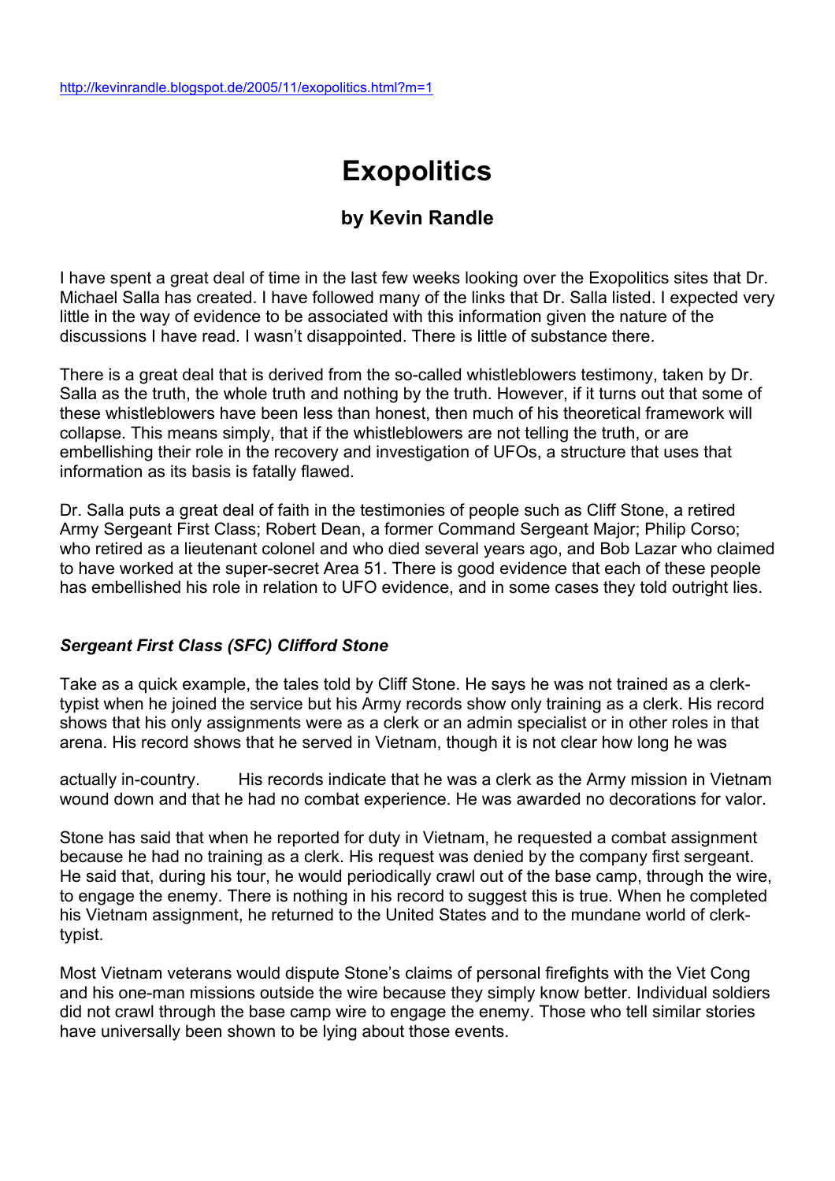http://kevinrandle.blogspot.de/2005/11/exopolitics.html?m=1

# Exopolitics

### by Kevin Randle

I have spent a great deal of time in the last few weeks looking over the Exopolitics sites that Dr. Michael Salla has created. I have followed many of the links that Dr. Salla listed. I expected very little in the way of evidence to be associated with this information given the nature of the discussions I have read. I wasn't disappointed. There is little of substance there.

There is a great deal that is derived from the so-called whistleblowers testimony, taken by Dr. Salla as the truth, the whole truth and nothing by the truth. However, if it turns out that some of these whistleblowers have been less than honest, then much of his theoretical framework will collapse. This means simply, that if the whistleblowers are not telling the truth, or are embellishing their role in the recovery and investigation of UFOs, a structure that uses that information as its basis is fatally flawed.

Dr. Salla puts a great deal of faith in the testimonies of people such as Cliff Stone, a retired Army Sergeant First Class; Robert Dean, a former Command Sergeant Major; Philip Corso; who retired as a lieutenant colonel and who died several years ago, and Bob Lazar who claimed to have worked at the super-secret Area 51. There is good evidence that each of these people has embellished his role in relation to UFO evidence, and in some cases they told outright lies.

#### *Sergeant First Class (SFC) Clifford Stone*

Take as a quick example, the tales told by Cliff Stone. He says he was not trained as a clerk-typist when he joined the service but his Army records show only training as a clerk. His record shows that his only assignments were as a clerk or an admin specialist or in other roles in that arena. His record shows that he served in Vietnam, though it is not clear how long he was actually in-country. His records indicate that he was a clerk as the Army mission in Vietnam wound down and that he had no combat experience. He was awarded no decorations for valor.

Stone has said that when he reported for duty in Vietnam, he requested a combat assignment because he had no training as a clerk. His request was denied by the company first sergeant. He said that, during his tour, he would periodically crawl out of the base camp, through the wire, to engage the enemy. There is nothing in his record to suggest this is true. When he completed his Vietnam assignment, he returned to the United States and to the mundane world of clerk-typist.

Most Vietnam veterans would dispute Stone's claims of personal firefights with the Viet Cong and his one-man missions outside the wire because they simply know better. Individual soldiers did not crawl through the base camp wire to engage the enemy. Those who tell similar stories have universally been shown to be lying about those events.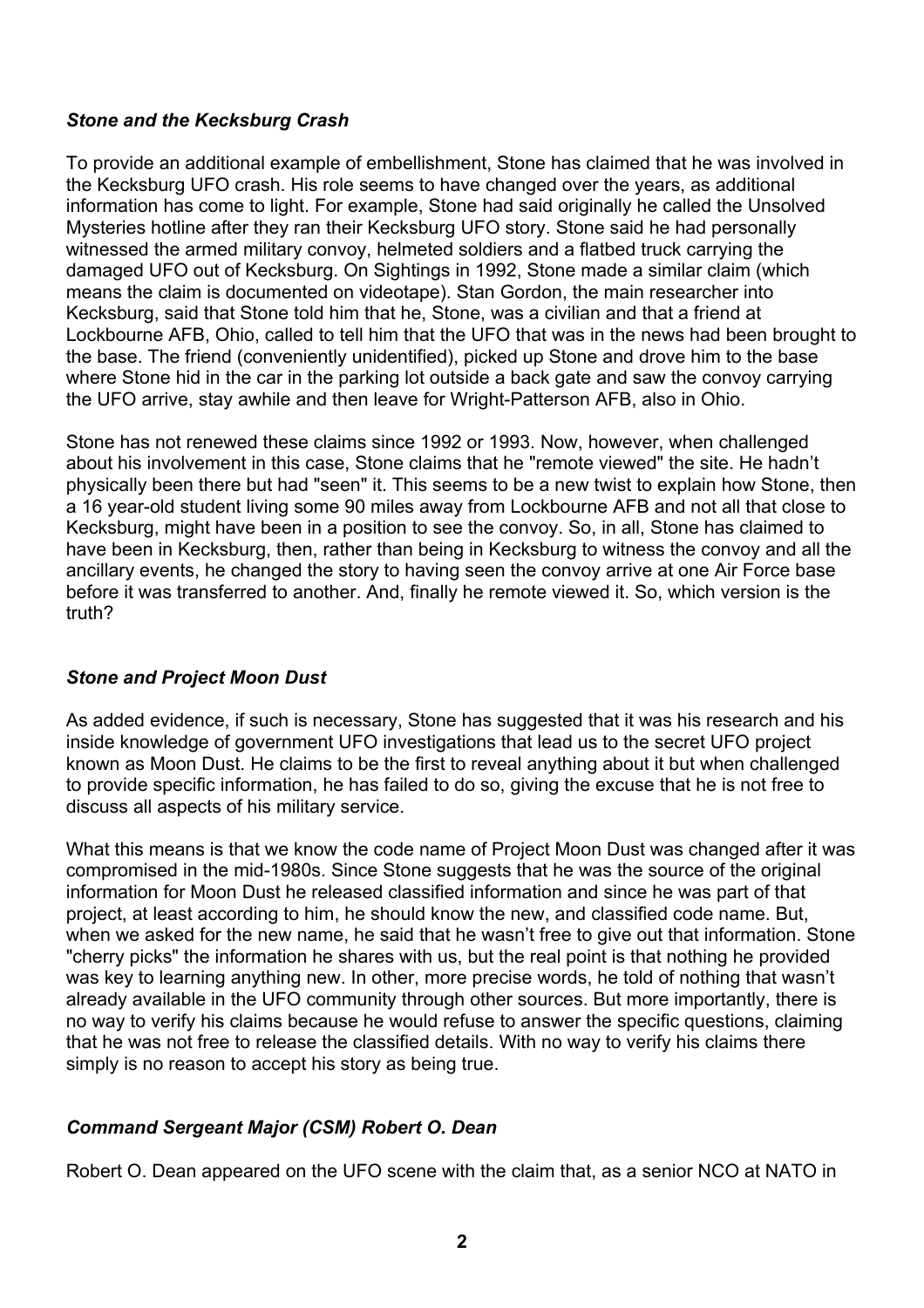### *Stone and the Kecksburg Crash*

To provide an additional example of embellishment, Stone has claimed that he was involved in the Kecksburg UFO crash. His role seems to have changed over the years, as additional information has come to light. For example, Stone had said originally he called the Unsolved Mysteries hotline after they ran their Kecksburg UFO story. Stone said he had personally witnessed the armed military convoy, helmeted soldiers and a flatbed truck carrying the damaged UFO out of Kecksburg. On Sightings in 1992, Stone made a similar claim (which means the claim is documented on videotape). Stan Gordon, the main researcher into Kecksburg, said that Stone told him that he, Stone, was a civilian and that a friend at Lockbourne AFB, Ohio, called to tell him that the UFO that was in the news had been brought to the base. The friend (conveniently unidentified), picked up Stone and drove him to the base where Stone hid in the car in the parking lot outside a back gate and saw the convoy carrying the UFO arrive, stay awhile and then leave for Wright-Patterson AFB, also in Ohio.

Stone has not renewed these claims since 1992 or 1993. Now, however, when challenged about his involvement in this case, Stone claims that he "remote viewed" the site. He hadn't physically been there but had "seen" it. This seems to be a new twist to explain how Stone, then a 16 year-old student living some 90 miles away from Lockbourne AFB and not all that close to Kecksburg, might have been in a position to see the convoy. So, in all, Stone has claimed to have been in Kecksburg, then, rather than being in Kecksburg to witness the convoy and all the ancillary events, he changed the story to having seen the convoy arrive at one Air Force base before it was transferred to another. And, finally he remote viewed it. So, which version is the truth?

### *Stone and Project Moon Dust*

As added evidence, if such is necessary, Stone has suggested that it was his research and his inside knowledge of government UFO investigations that lead us to the secret UFO project known as Moon Dust. He claims to be the first to reveal anything about it but when challenged to provide specific information, he has failed to do so, giving the excuse that he is not free to discuss all aspects of his military service.

What this means is that we know the code name of Project Moon Dust was changed after it was compromised in the mid-1980s. Since Stone suggests that he was the source of the original information for Moon Dust he released classified information and since he was part of that project, at least according to him, he should know the new, and classified code name. But, when we asked for the new name, he said that he wasn't free to give out that information. Stone "cherry picks" the information he shares with us, but the real point is that nothing he provided was key to learning anything new. In other, more precise words, he told of nothing that wasn't already available in the UFO community through other sources. But more importantly, there is no way to verify his claims because he would refuse to answer the specific questions, claiming that he was not free to release the classified details. With no way to verify his claims there simply is no reason to accept his story as being true.

### *Command Sergeant Major (CSM) Robert O. Dean*

Robert O. Dean appeared on the UFO scene with the claim that, as a senior NCO at NATO in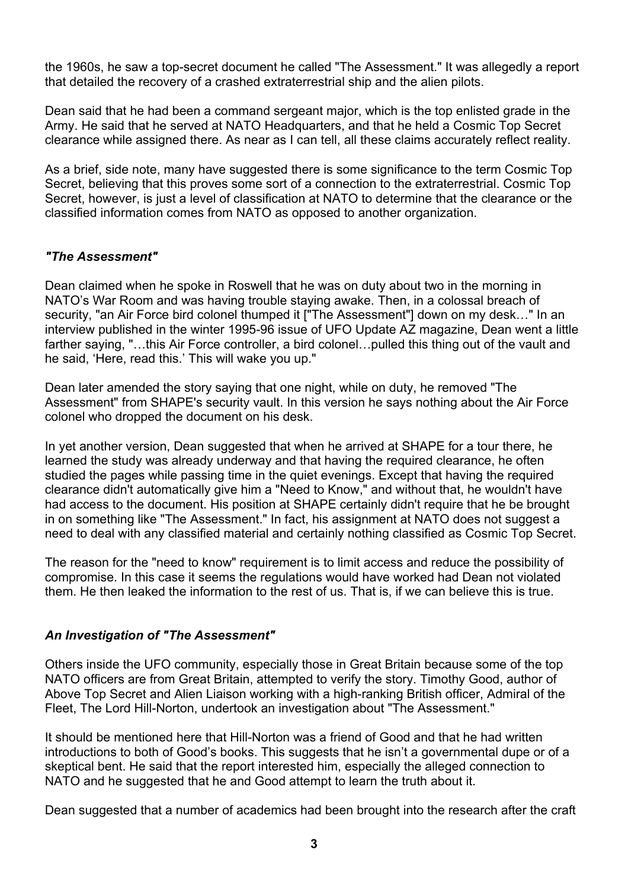the 1960s, he saw a top-secret document he called "The Assessment." It was allegedly a report that detailed the recovery of a crashed extraterrestrial ship and the alien pilots.

Dean said that he had been a command sergeant major, which is the top enlisted grade in the Army. He said that he served at NATO Headquarters, and that he held a Cosmic Top Secret clearance while assigned there. As near as I can tell, all these claims accurately reflect reality.

As a brief, side note, many have suggested there is some significance to the term Cosmic Top Secret, believing that this proves some sort of a connection to the extraterrestrial. Cosmic Top Secret, however, is just a level of classification at NATO to determine that the clearance or the classified information comes from NATO as opposed to another organization.

### *"The Assessment"*

Dean claimed when he spoke in Roswell that he was on duty about two in the morning in NATO's War Room and was having trouble staying awake. Then, in a colossal breach of security, "an Air Force bird colonel thumped it ["The Assessment"] down on my desk…" In an interview published in the winter 1995-96 issue of UFO Update AZ magazine, Dean went a little farther saying, "…this Air Force controller, a bird colonel…pulled this thing out of the vault and he said, 'Here, read this.' This will wake you up."

Dean later amended the story saying that one night, while on duty, he removed "The Assessment" from SHAPE's security vault. In this version he says nothing about the Air Force colonel who dropped the document on his desk.

In yet another version, Dean suggested that when he arrived at SHAPE for a tour there, he learned the study was already underway and that having the required clearance, he often studied the pages while passing time in the quiet evenings. Except that having the required clearance didn't automatically give him a "Need to Know," and without that, he wouldn't have had access to the document. His position at SHAPE certainly didn't require that he be brought in on something like "The Assessment." In fact, his assignment at NATO does not suggest a need to deal with any classified material and certainly nothing classified as Cosmic Top Secret.

The reason for the "need to know" requirement is to limit access and reduce the possibility of compromise. In this case it seems the regulations would have worked had Dean not violated them. He then leaked the information to the rest of us. That is, if we can believe this is true.

### *An Investigation of "The Assessment"*

Others inside the UFO community, especially those in Great Britain because some of the top NATO officers are from Great Britain, attempted to verify the story. Timothy Good, author of Above Top Secret and Alien Liaison working with a high-ranking British officer, Admiral of the Fleet, The Lord Hill-Norton, undertook an investigation about "The Assessment."

It should be mentioned here that Hill-Norton was a friend of Good and that he had written introductions to both of Good's books. This suggests that he isn't a governmental dupe or of a skeptical bent. He said that the report interested him, especially the alleged connection to NATO and he suggested that he and Good attempt to learn the truth about it.

Dean suggested that a number of academics had been brought into the research after the craft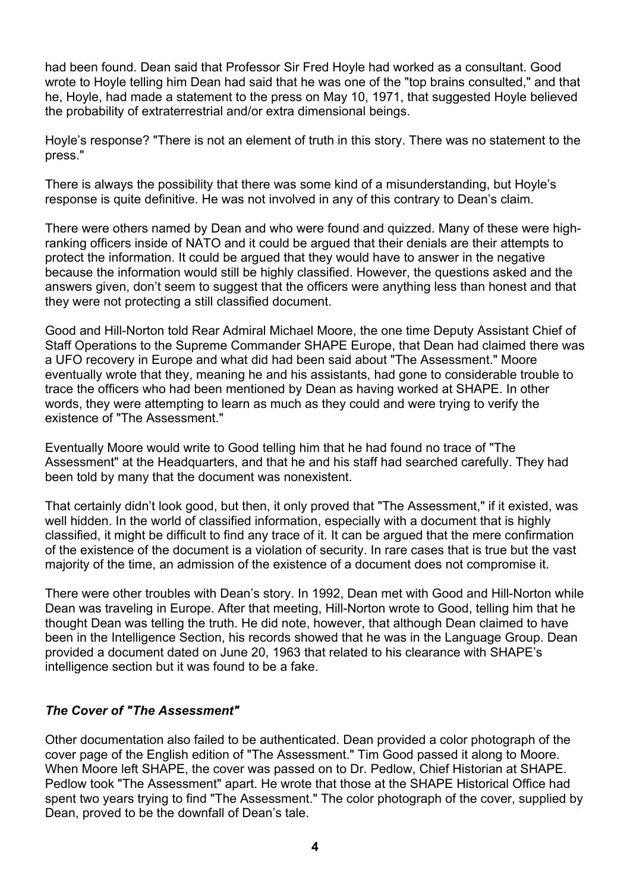had been found. Dean said that Professor Sir Fred Hoyle had worked as a consultant. Good wrote to Hoyle telling him Dean had said that he was one of the "top brains consulted," and that he, Hoyle, had made a statement to the press on May 10, 1971, that suggested Hoyle believed the probability of extraterrestrial and/or extra dimensional beings.

Hoyle's response? "There is not an element of truth in this story. There was no statement to the press."

There is always the possibility that there was some kind of a misunderstanding, but Hoyle's response is quite definitive. He was not involved in any of this contrary to Dean's claim.

There were others named by Dean and who were found and quizzed. Many of these were high-ranking officers inside of NATO and it could be argued that their denials are their attempts to protect the information. It could be argued that they would have to answer in the negative because the information would still be highly classified. However, the questions asked and the answers given, don't seem to suggest that the officers were anything less than honest and that they were not protecting a still classified document.

Good and Hill-Norton told Rear Admiral Michael Moore, the one time Deputy Assistant Chief of Staff Operations to the Supreme Commander SHAPE Europe, that Dean had claimed there was a UFO recovery in Europe and what did had been said about "The Assessment." Moore eventually wrote that they, meaning he and his assistants, had gone to considerable trouble to trace the officers who had been mentioned by Dean as having worked at SHAPE. In other words, they were attempting to learn as much as they could and were trying to verify the existence of "The Assessment."

Eventually Moore would write to Good telling him that he had found no trace of "The Assessment" at the Headquarters, and that he and his staff had searched carefully. They had been told by many that the document was nonexistent.

That certainly didn't look good, but then, it only proved that "The Assessment," if it existed, was well hidden. In the world of classified information, especially with a document that is highly classified, it might be difficult to find any trace of it. It can be argued that the mere confirmation of the existence of the document is a violation of security. In rare cases that is true but the vast majority of the time, an admission of the existence of a document does not compromise it.

There were other troubles with Dean's story. In 1992, Dean met with Good and Hill-Norton while Dean was traveling in Europe. After that meeting, Hill-Norton wrote to Good, telling him that he thought Dean was telling the truth. He did note, however, that although Dean claimed to have been in the Intelligence Section, his records showed that he was in the Language Group. Dean provided a document dated on June 20, 1963 that related to his clearance with SHAPE's intelligence section but it was found to be a fake.

### *The Cover of "The Assessment"*

Other documentation also failed to be authenticated. Dean provided a color photograph of the cover page of the English edition of "The Assessment." Tim Good passed it along to Moore. When Moore left SHAPE, the cover was passed on to Dr. Pedlow, Chief Historian at SHAPE. Pedlow took "The Assessment" apart. He wrote that those at the SHAPE Historical Office had spent two years trying to find "The Assessment." The color photograph of the cover, supplied by Dean, proved to be the downfall of Dean's tale.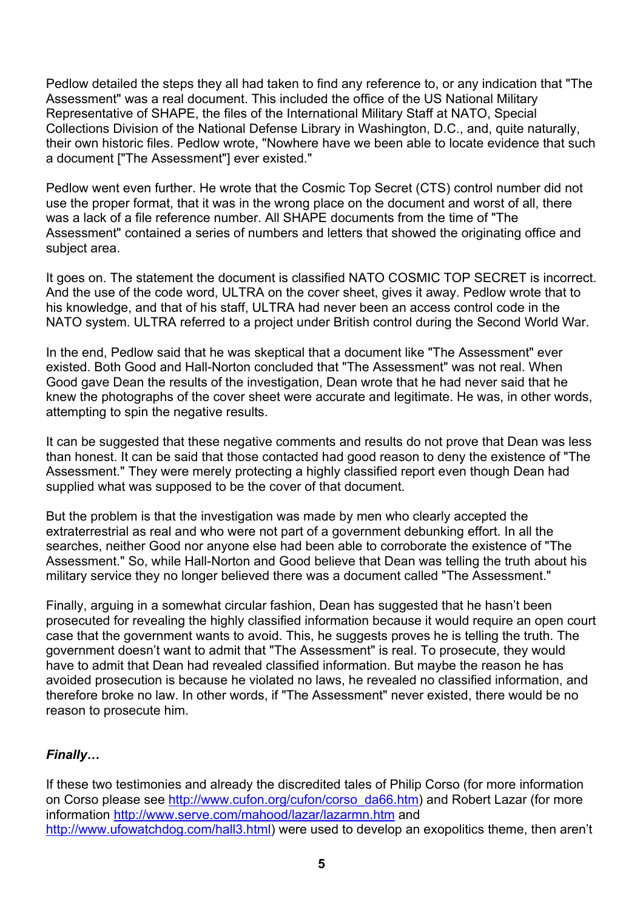Pedlow detailed the steps they all had taken to find any reference to, or any indication that "The Assessment" was a real document. This included the office of the US National Military Representative of SHAPE, the files of the International Military Staff at NATO, Special Collections Division of the National Defense Library in Washington, D.C., and, quite naturally, their own historic files. Pedlow wrote, "Nowhere have we been able to locate evidence that such a document ["The Assessment"] ever existed."

Pedlow went even further. He wrote that the Cosmic Top Secret (CTS) control number did not use the proper format, that it was in the wrong place on the document and worst of all, there was a lack of a file reference number. All SHAPE documents from the time of "The Assessment" contained a series of numbers and letters that showed the originating office and subject area.

It goes on. The statement the document is classified NATO COSMIC TOP SECRET is incorrect. And the use of the code word, ULTRA on the cover sheet, gives it away. Pedlow wrote that to his knowledge, and that of his staff, ULTRA had never been an access control code in the NATO system. ULTRA referred to a project under British control during the Second World War.

In the end, Pedlow said that he was skeptical that a document like "The Assessment" ever existed. Both Good and Hall-Norton concluded that "The Assessment" was not real. When Good gave Dean the results of the investigation, Dean wrote that he had never said that he knew the photographs of the cover sheet were accurate and legitimate. He was, in other words, attempting to spin the negative results.

It can be suggested that these negative comments and results do not prove that Dean was less than honest. It can be said that those contacted had good reason to deny the existence of "The Assessment." They were merely protecting a highly classified report even though Dean had supplied what was supposed to be the cover of that document.

But the problem is that the investigation was made by men who clearly accepted the extraterrestrial as real and who were not part of a government debunking effort. In all the searches, neither Good nor anyone else had been able to corroborate the existence of "The Assessment." So, while Hall-Norton and Good believe that Dean was telling the truth about his military service they no longer believed there was a document called "The Assessment."

Finally, arguing in a somewhat circular fashion, Dean has suggested that he hasn't been prosecuted for revealing the highly classified information because it would require an open court case that the government wants to avoid. This, he suggests proves he is telling the truth. The government doesn't want to admit that "The Assessment" is real. To prosecute, they would have to admit that Dean had revealed classified information. But maybe the reason he has avoided prosecution is because he violated no laws, he revealed no classified information, and therefore broke no law. In other words, if "The Assessment" never existed, there would be no reason to prosecute him.

***Finally…***

If these two testimonies and already the discredited tales of Philip Corso (for more information on Corso please see http://www.cufon.org/cufon/corso_da66.htm) and Robert Lazar (for more information http://www.serve.com/mahood/lazar/lazarmn.htm and http://www.ufowatchdog.com/hall3.html) were used to develop an exopolitics theme, then aren't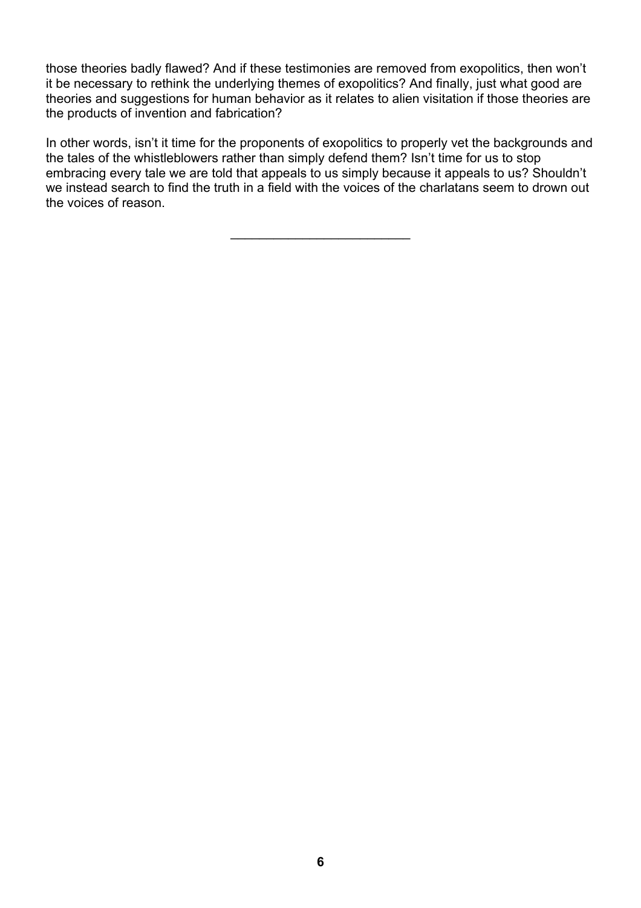those theories badly flawed? And if these testimonies are removed from exopolitics, then won't it be necessary to rethink the underlying themes of exopolitics? And finally, just what good are theories and suggestions for human behavior as it relates to alien visitation if those theories are the products of invention and fabrication?

In other words, isn't it time for the proponents of exopolitics to properly vet the backgrounds and the tales of the whistleblowers rather than simply defend them? Isn't time for us to stop embracing every tale we are told that appeals to us simply because it appeals to us? Shouldn't we instead search to find the truth in a field with the voices of the charlatans seem to drown out the voices of reason.

---